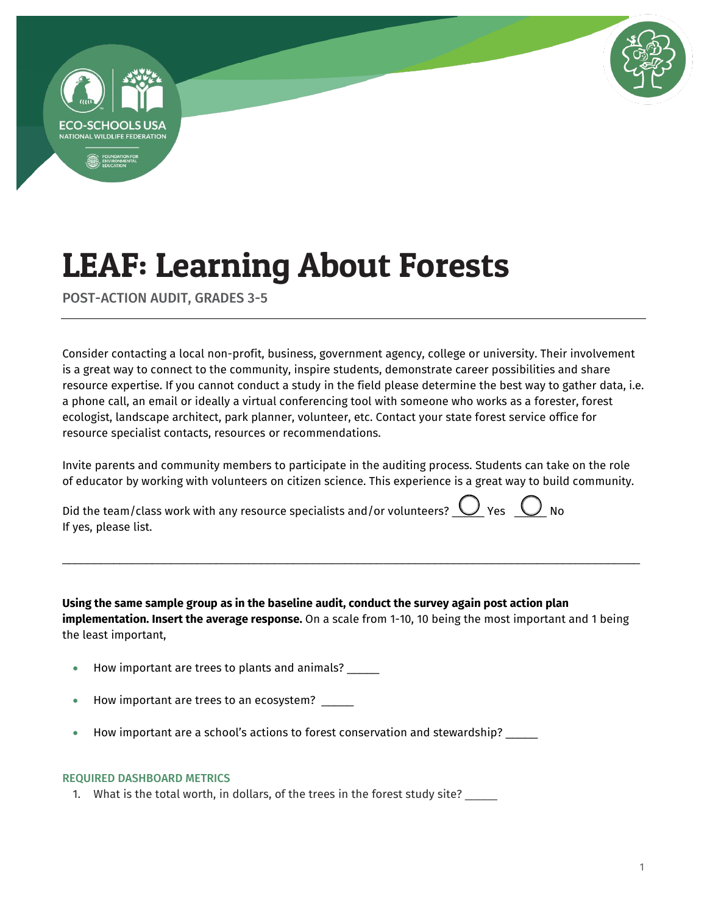# LEAF: Learning About Forests

POST-ACTION AUDIT, GRADES 3-5

Consider contacting a local non-profit, business, government agency, college or university. Their involvement is a great way to connect to the community, inspire students, demonstrate career possibilities and share resource expertise. If you cannot conduct a study in the field please determine the best way to gather data, i.e. a phone call, an email or ideally a virtual conferencing tool with someone who works as a forester, forest ecologist, landscape architect, park planner, volunteer, etc. Contact your state forest service office for resource specialist contacts, resources or recommendations.

Invite parents and community members to participate in the auditing process. Students can take on the role of educator by working with volunteers on citizen science. This experience is a great way to build community.

Did the team/class work with any resource specialists and/or volunteers? ◯ Yes ◯ No
If yes, please list.

_______________________________________________________________________________

**Using the same sample group as in the baseline audit, conduct the survey again post action plan implementation. Insert the average response.** On a scale from 1-10, 10 being the most important and 1 being the least important,

- How important are trees to plants and animals? _____
- How important are trees to an ecosystem? _____
- How important are a school's actions to forest conservation and stewardship? _____

### REQUIRED DASHBOARD METRICS

1. What is the total worth, in dollars, of the trees in the forest study site? _____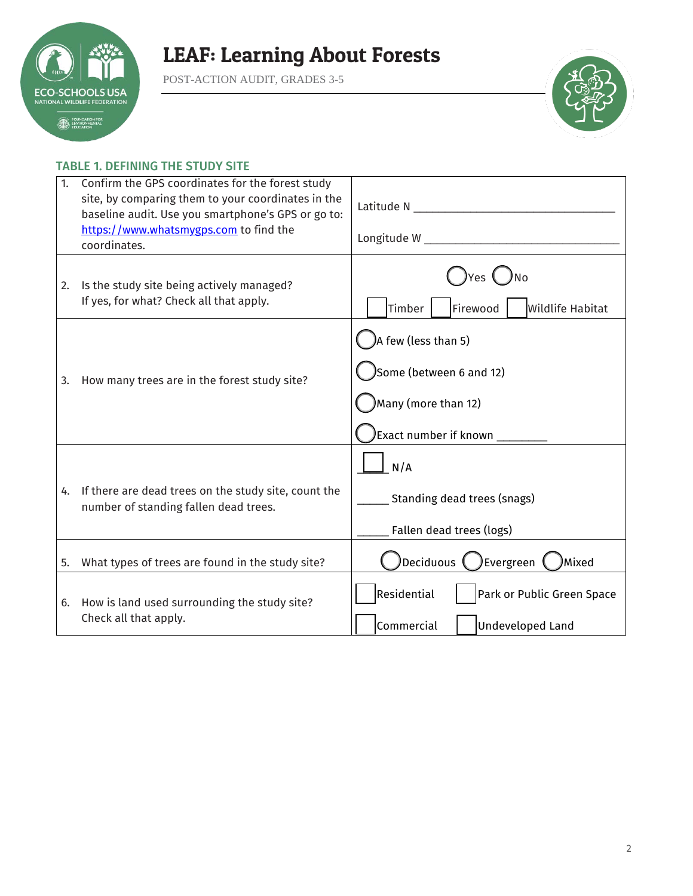# LEAF: Learning About Forests

POST-ACTION AUDIT, GRADES 3-5

### TABLE 1. DEFINING THE STUDY SITE

| | |
|---|---|
| 1. Confirm the GPS coordinates for the forest study site, by comparing them to your coordinates in the baseline audit. Use you smartphone's GPS or go to: https://www.whatsmygps.com to find the coordinates. | Latitude N ________________________________<br><br>Longitude W ________________________________ |
| 2. Is the study site being actively managed? If yes, for what? Check all that apply. | ◯ Yes ◯ No<br><br>☐ Timber ☐ Firewood ☐ Wildlife Habitat |
| 3. How many trees are in the forest study site? | ◯ A few (less than 5)<br><br>◯ Some (between 6 and 12)<br><br>◯ Many (more than 12)<br><br>◯ Exact number if known ________ |
| 4. If there are dead trees on the study site, count the number of standing fallen dead trees. | ☐ N/A<br><br>_____ Standing dead trees (snags)<br><br>_____ Fallen dead trees (logs) |
| 5. What types of trees are found in the study site? | ◯ Deciduous ◯ Evergreen ◯ Mixed |
| 6. How is land used surrounding the study site? Check all that apply. | ☐ Residential ☐ Park or Public Green Space<br><br>☐ Commercial ☐ Undeveloped Land |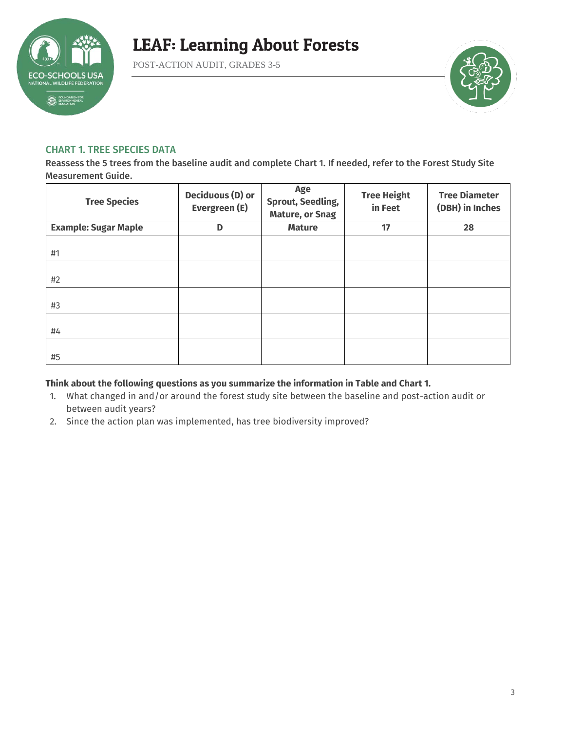# LEAF: Learning About Forests

POST-ACTION AUDIT, GRADES 3-5

## CHART 1. TREE SPECIES DATA

**Reassess the 5 trees from the baseline audit and complete Chart 1. If needed, refer to the Forest Study Site Measurement Guide.**

| Tree Species | Deciduous (D) or Evergreen (E) | Age Sprout, Seedling, Mature, or Snag | Tree Height in Feet | Tree Diameter (DBH) in Inches |
|---|---|---|---|---|
| **Example: Sugar Maple** | **D** | **Mature** | **17** | **28** |
| #1 | | | | |
| #2 | | | | |
| #3 | | | | |
| #4 | | | | |
| #5 | | | | |

**Think about the following questions as you summarize the information in Table and Chart 1.**

1. What changed in and/or around the forest study site between the baseline and post-action audit or between audit years?
2. Since the action plan was implemented, has tree biodiversity improved?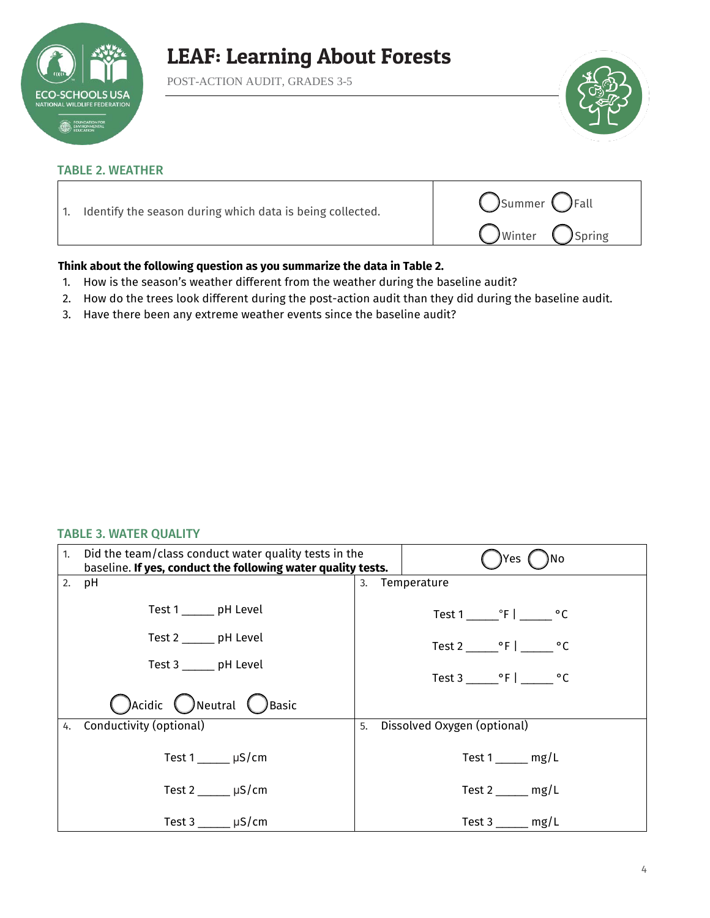# LEAF: Learning About Forests

POST-ACTION AUDIT, GRADES 3-5

## TABLE 2. WEATHER

| 1. Identify the season during which data is being collected. | ◯ Summer ◯ Fall ◯ Winter ◯ Spring |
|---|---|

**Think about the following question as you summarize the data in Table 2.**

1. How is the season's weather different from the weather during the baseline audit?
2. How do the trees look different during the post-action audit than they did during the baseline audit.
3. Have there been any extreme weather events since the baseline audit?

## TABLE 3. WATER QUALITY

| 1. Did the team/class conduct water quality tests in the baseline. **If yes, conduct the following water quality tests.** | ◯ Yes ◯ No |
|---|---|
| 2. pH<br><br>Test 1 _____ pH Level<br>Test 2 _____ pH Level<br>Test 3 _____ pH Level<br><br>◯ Acidic ◯ Neutral ◯ Basic | 3. Temperature<br><br>Test 1 _____ °F \| _____ °C<br>Test 2 _____ °F \| _____ °C<br>Test 3 _____ °F \| _____ °C |
| 4. Conductivity (optional)<br><br>Test 1 _____ µS/cm<br>Test 2 _____ µS/cm<br>Test 3 _____ µS/cm | 5. Dissolved Oxygen (optional)<br><br>Test 1 _____ mg/L<br>Test 2 _____ mg/L<br>Test 3 _____ mg/L |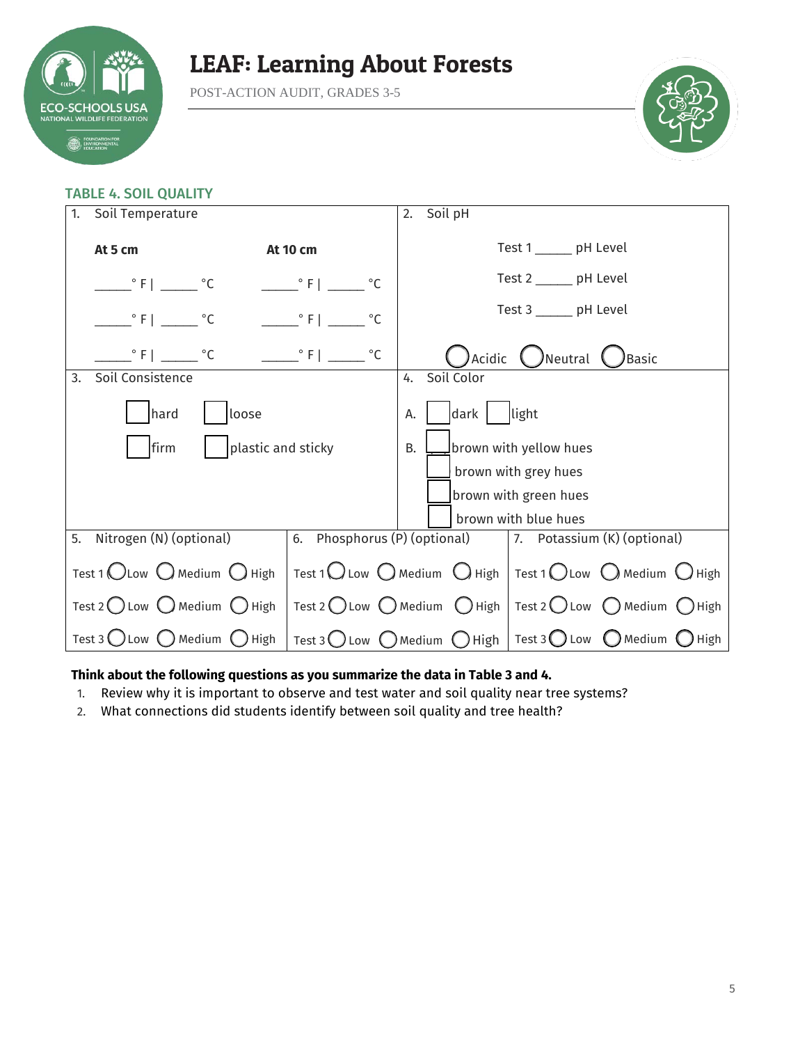# LEAF: Learning About Forests

POST-ACTION AUDIT, GRADES 3-5

## TABLE 4. SOIL QUALITY

**1. Soil Temperature**

| At 5 cm | At 10 cm |
|---|---|
| _____° F \| _____ °C | _____° F \| _____ °C |
| _____° F \| _____ °C | _____° F \| _____ °C |
| _____° F \| _____ °C | _____° F \| _____ °C |

**2. Soil pH**

Test 1 _____ pH Level

Test 2 _____ pH Level

Test 3 _____ pH Level

◯ Acidic ◯ Neutral ◯ Basic

**3. Soil Consistence**

☐ hard ☐ loose

☐ firm ☐ plastic and sticky

**4. Soil Color**

A. ☐ dark ☐ light

B. ☐ brown with yellow hues
☐ brown with grey hues
☐ brown with green hues
☐ brown with blue hues

| 5. Nitrogen (N) (optional) | 6. Phosphorus (P) (optional) | 7. Potassium (K) (optional) |
|---|---|---|
| Test 1 ◯ Low ◯ Medium ◯ High | Test 1 ◯ Low ◯ Medium ◯ High | Test 1 ◯ Low ◯ Medium ◯ High |
| Test 2 ◯ Low ◯ Medium ◯ High | Test 2 ◯ Low ◯ Medium ◯ High | Test 2 ◯ Low ◯ Medium ◯ High |
| Test 3 ◯ Low ◯ Medium ◯ High | Test 3 ◯ Low ◯ Medium ◯ High | Test 3 ◯ Low ◯ Medium ◯ High |

**Think about the following questions as you summarize the data in Table 3 and 4.**

1. Review why it is important to observe and test water and soil quality near tree systems?
2. What connections did students identify between soil quality and tree health?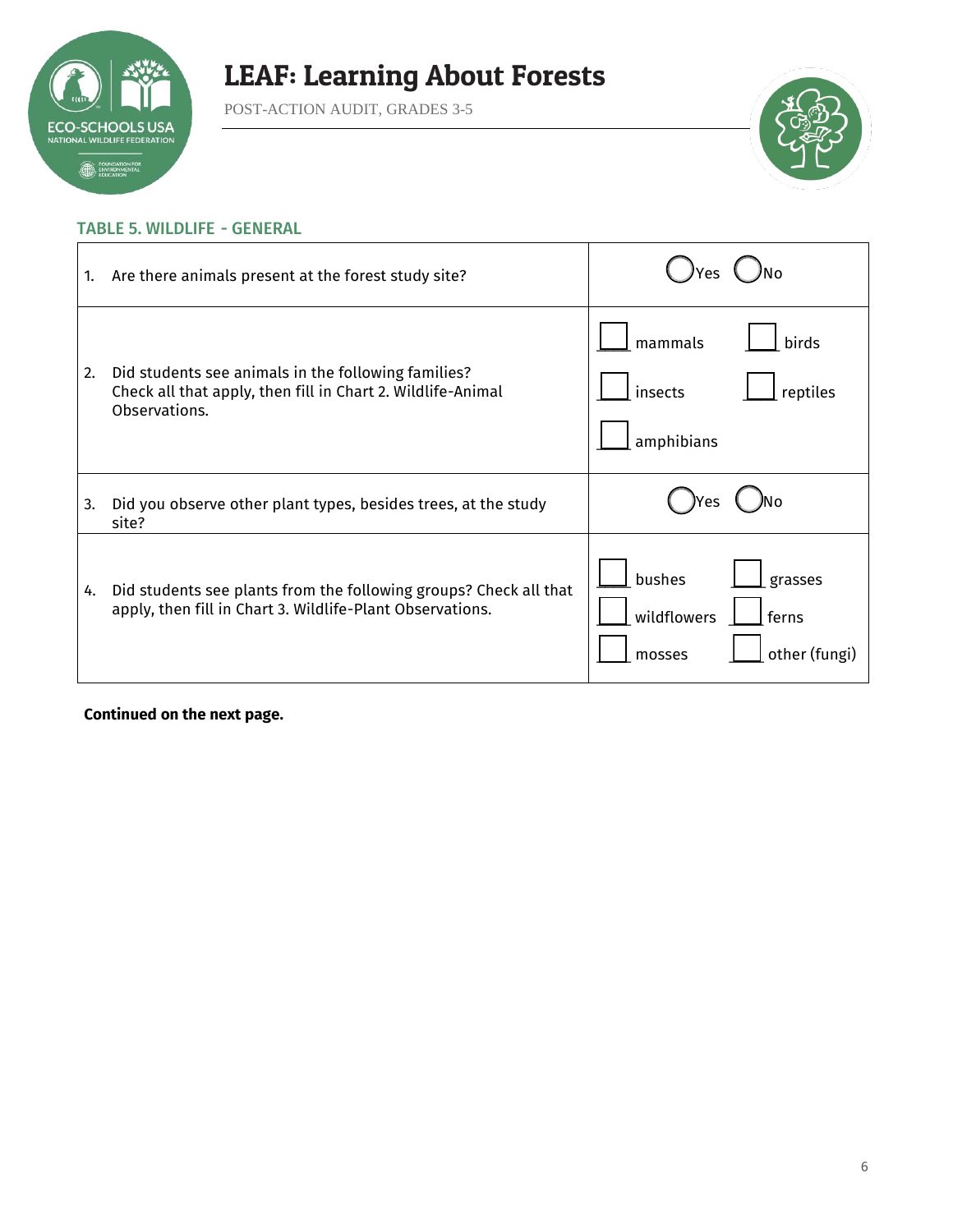# LEAF: Learning About Forests

POST-ACTION AUDIT, GRADES 3-5

## TABLE 5. WILDLIFE - GENERAL

| Question | Response |
|---|---|
| 1. Are there animals present at the forest study site? | ◯ Yes ◯ No |
| 2. Did students see animals in the following families? Check all that apply, then fill in Chart 2. Wildlife-Animal Observations. | ☐ mammals ☐ birds ☐ insects ☐ reptiles ☐ amphibians |
| 3. Did you observe other plant types, besides trees, at the study site? | ◯ Yes ◯ No |
| 4. Did students see plants from the following groups? Check all that apply, then fill in Chart 3. Wildlife-Plant Observations. | ☐ bushes ☐ grasses ☐ wildflowers ☐ ferns ☐ mosses ☐ other (fungi) |

**Continued on the next page.**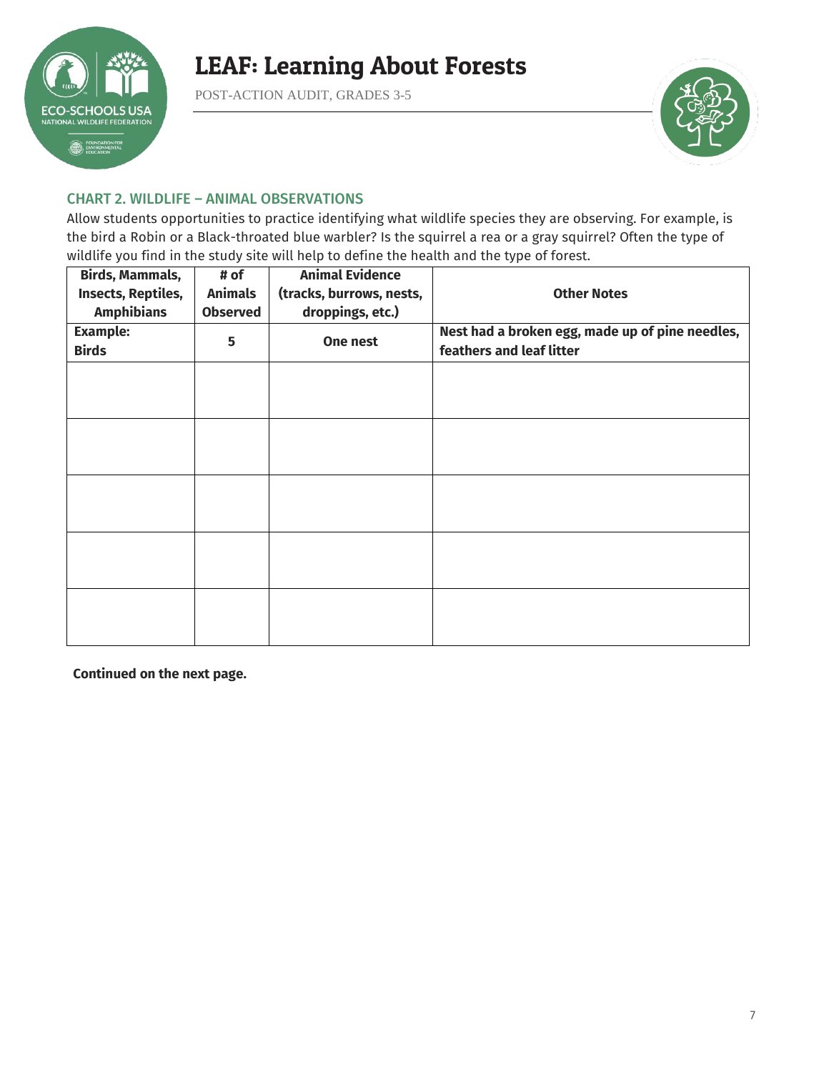# LEAF: Learning About Forests

POST-ACTION AUDIT, GRADES 3-5

## CHART 2. WILDLIFE – ANIMAL OBSERVATIONS

Allow students opportunities to practice identifying what wildlife species they are observing. For example, is the bird a Robin or a Black-throated blue warbler? Is the squirrel a rea or a gray squirrel? Often the type of wildlife you find in the study site will help to define the health and the type of forest.

| Birds, Mammals, Insects, Reptiles, Amphibians | # of Animals Observed | Animal Evidence (tracks, burrows, nests, droppings, etc.) | Other Notes |
|---|---|---|---|
| **Example: Birds** | **5** | **One nest** | **Nest had a broken egg, made up of pine needles, feathers and leaf litter** |
| | | | |
| | | | |
| | | | |
| | | | |
| | | | |

**Continued on the next page.**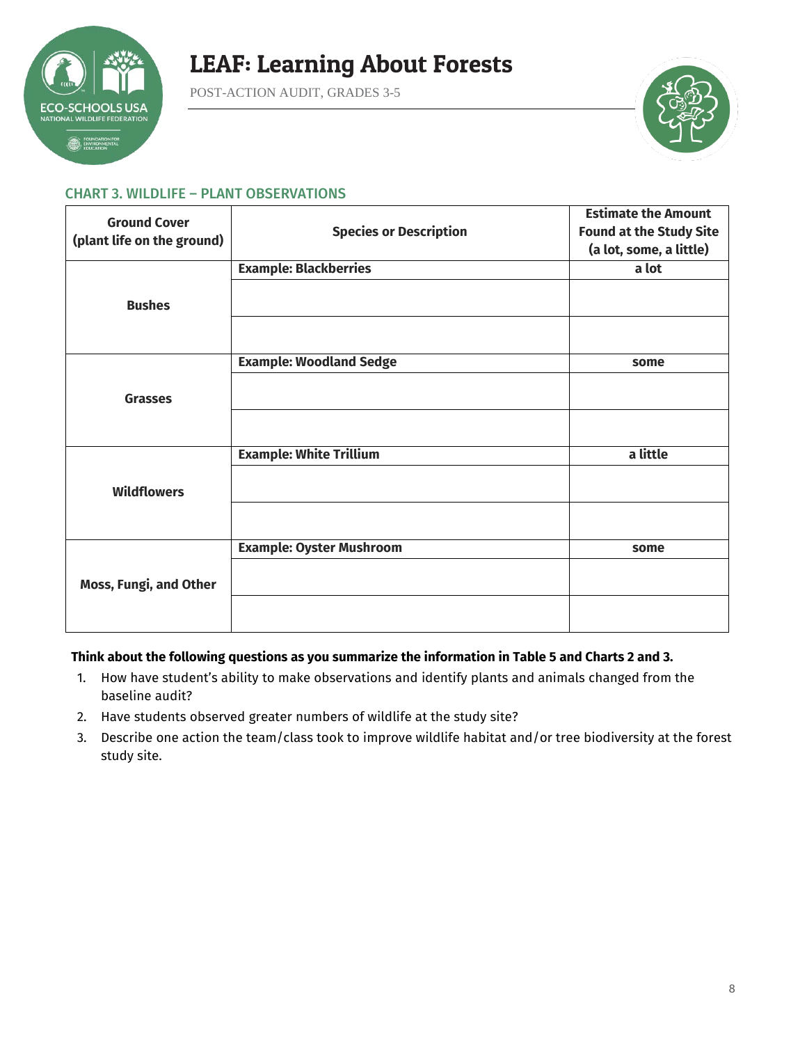# LEAF: Learning About Forests

POST-ACTION AUDIT, GRADES 3-5

## CHART 3. WILDLIFE – PLANT OBSERVATIONS

| Ground Cover (plant life on the ground) | Species or Description | Estimate the Amount Found at the Study Site (a lot, some, a little) |
|---|---|---|
| Bushes | **Example: Blackberries** | a lot |
| | | |
| | | |
| Grasses | **Example: Woodland Sedge** | some |
| | | |
| | | |
| Wildflowers | **Example: White Trillium** | a little |
| | | |
| | | |
| Moss, Fungi, and Other | **Example: Oyster Mushroom** | some |
| | | |
| | | |

**Think about the following questions as you summarize the information in Table 5 and Charts 2 and 3.**

1. How have student's ability to make observations and identify plants and animals changed from the baseline audit?
2. Have students observed greater numbers of wildlife at the study site?
3. Describe one action the team/class took to improve wildlife habitat and/or tree biodiversity at the forest study site.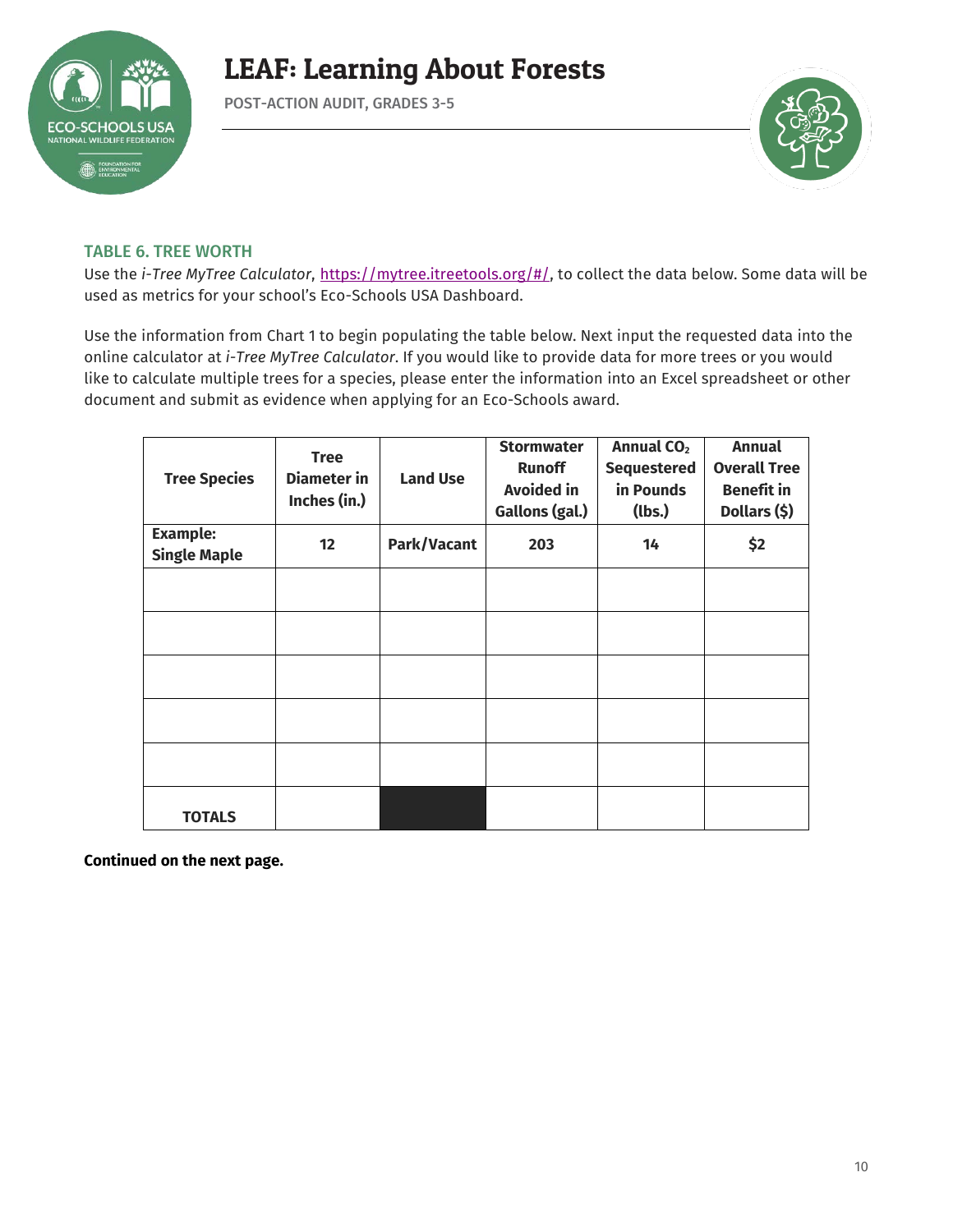### TABLE 6. TREE WORTH

Use the *i-Tree MyTree Calculator*, https://mytree.itreetools.org/#/, to collect the data below. Some data will be used as metrics for your school's Eco-Schools USA Dashboard.

Use the information from Chart 1 to begin populating the table below. Next input the requested data into the online calculator at *i-Tree MyTree Calculator*. If you would like to provide data for more trees or you would like to calculate multiple trees for a species, please enter the information into an Excel spreadsheet or other document and submit as evidence when applying for an Eco-Schools award.

| Tree Species | Tree Diameter in Inches (in.) | Land Use | Stormwater Runoff Avoided in Gallons (gal.) | Annual $CO_2$ Sequestered in Pounds (lbs.) | Annual Overall Tree Benefit in Dollars ($) |
|---|---|---|---|---|---|
| **Example: Single Maple** | **12** | **Park/Vacant** | **203** | **14** | **$2** |
| | | | | | |
| | | | | | |
| | | | | | |
| | | | | | |
| | | | | | |
| **TOTALS** | | | | | |

**Continued on the next page.**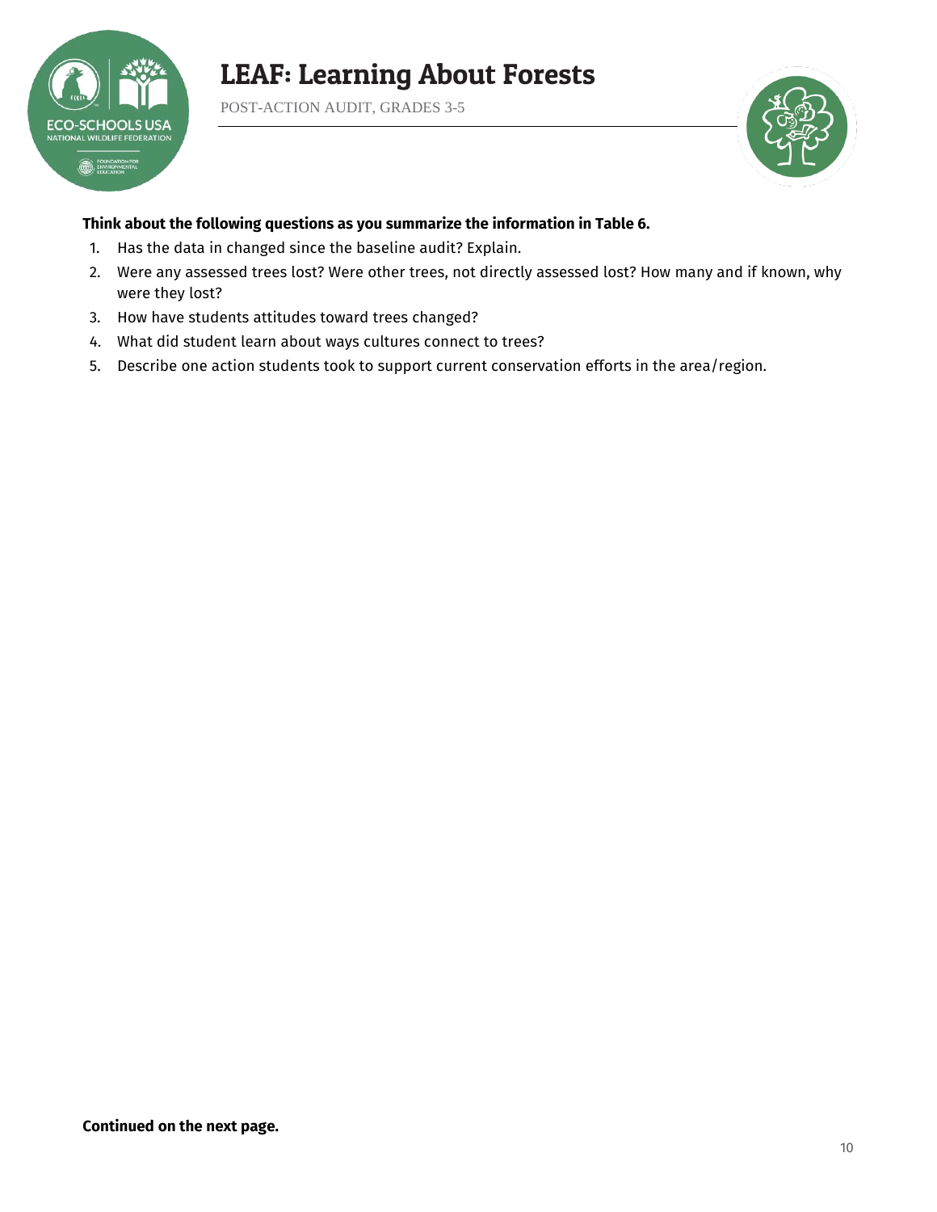**Think about the following questions as you summarize the information in Table 6.**

1. Has the data in changed since the baseline audit? Explain.
2. Were any assessed trees lost? Were other trees, not directly assessed lost? How many and if known, why were they lost?
3. How have students attitudes toward trees changed?
4. What did student learn about ways cultures connect to trees?
5. Describe one action students took to support current conservation efforts in the area/region.

**Continued on the next page.**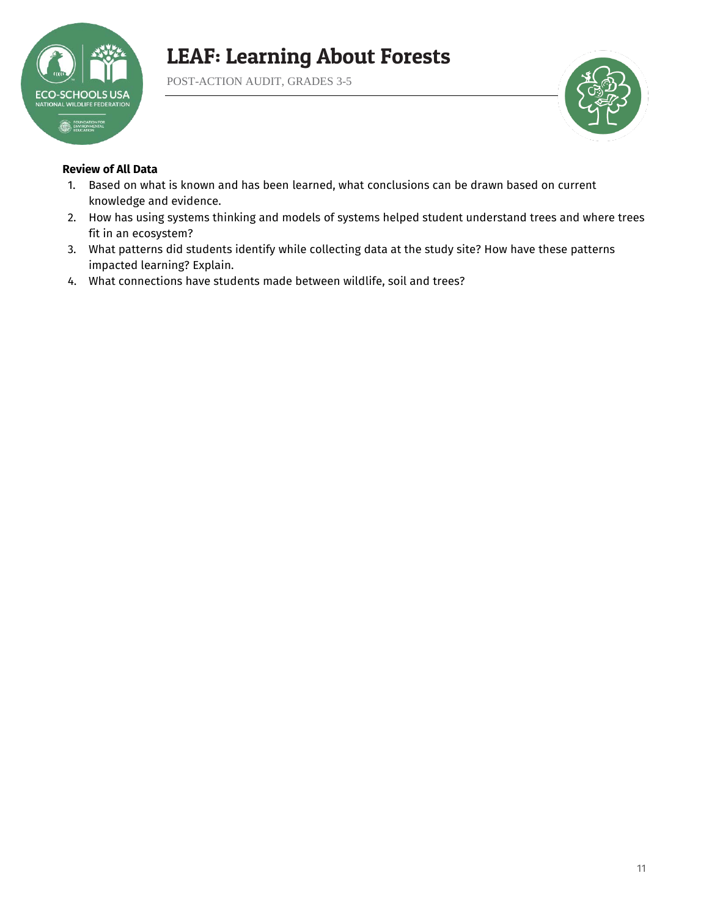**Review of All Data**

1. Based on what is known and has been learned, what conclusions can be drawn based on current knowledge and evidence.
2. How has using systems thinking and models of systems helped student understand trees and where trees fit in an ecosystem?
3. What patterns did students identify while collecting data at the study site? How have these patterns impacted learning? Explain.
4. What connections have students made between wildlife, soil and trees?